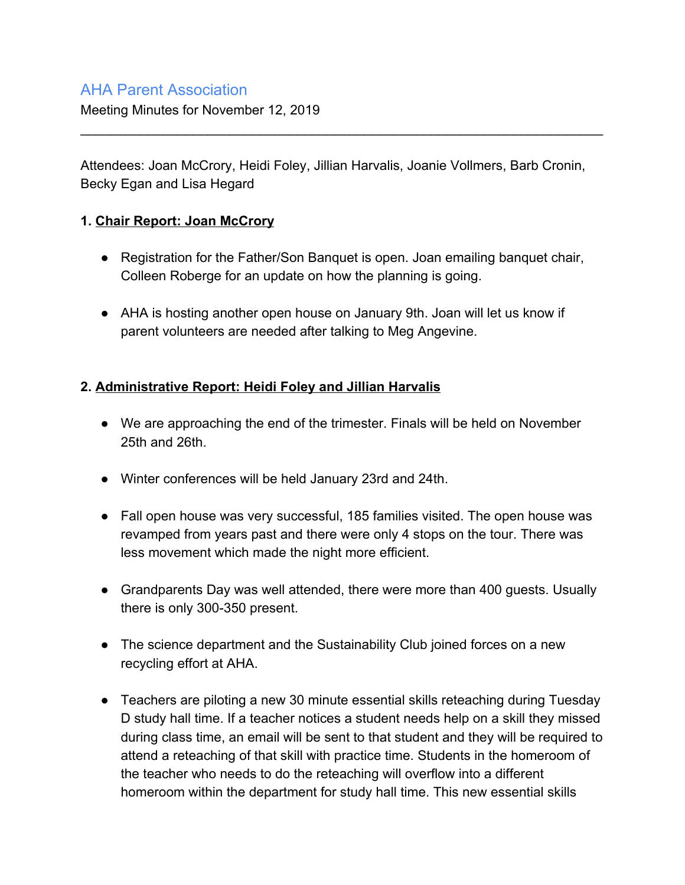## AHA Parent Association

Meeting Minutes for November 12, 2019

---

Attendees: Joan McCrory, Heidi Foley, Jillian Harvalis, Joanie Vollmers, Barb Cronin, Becky Egan and Lisa Hegard

### 1. Chair Report: Joan McCrory

- Registration for the Father/Son Banquet is open. Joan emailing banquet chair, Colleen Roberge for an update on how the planning is going.

- AHA is hosting another open house on January 9th. Joan will let us know if parent volunteers are needed after talking to Meg Angevine.

### 2. Administrative Report: Heidi Foley and Jillian Harvalis

- We are approaching the end of the trimester. Finals will be held on November 25th and 26th.

- Winter conferences will be held January 23rd and 24th.

- Fall open house was very successful, 185 families visited. The open house was revamped from years past and there were only 4 stops on the tour. There was less movement which made the night more efficient.

- Grandparents Day was well attended, there were more than 400 guests. Usually there is only 300-350 present.

- The science department and the Sustainability Club joined forces on a new recycling effort at AHA.

- Teachers are piloting a new 30 minute essential skills reteaching during Tuesday D study hall time. If a teacher notices a student needs help on a skill they missed during class time, an email will be sent to that student and they will be required to attend a reteaching of that skill with practice time. Students in the homeroom of the teacher who needs to do the reteaching will overflow into a different homeroom within the department for study hall time. This new essential skills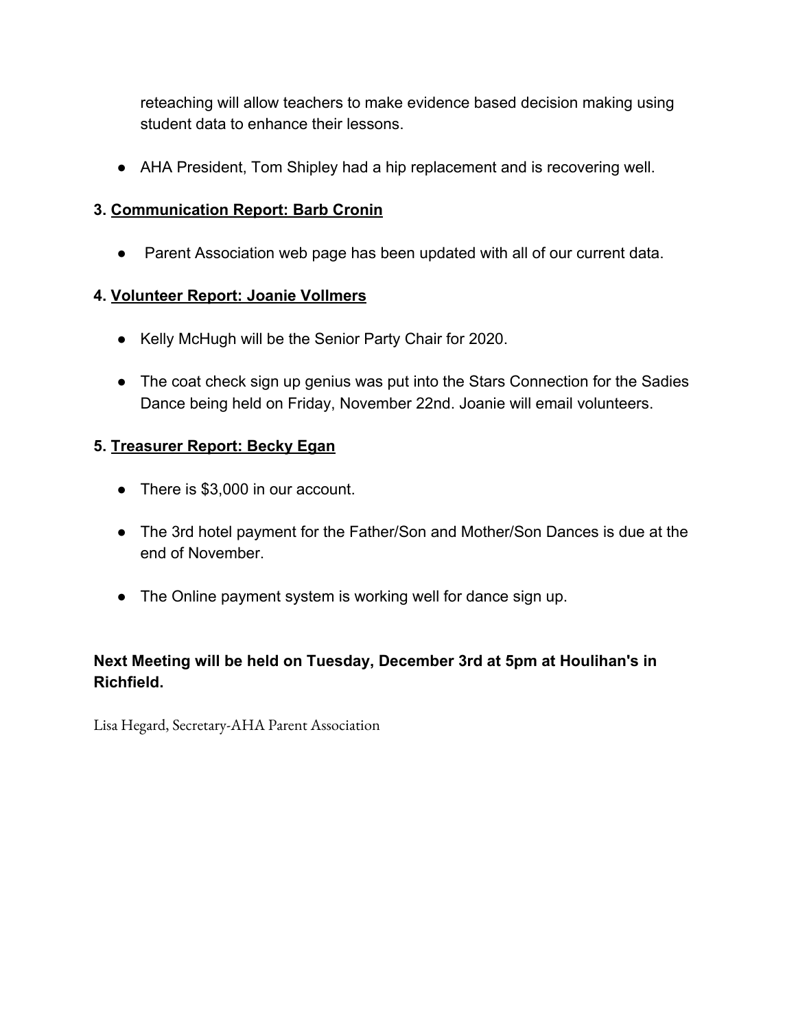reteaching will allow teachers to make evidence based decision making using student data to enhance their lessons.

- AHA President, Tom Shipley had a hip replacement and is recovering well.

**3. <u>Communication Report: Barb Cronin</u>**

- Parent Association web page has been updated with all of our current data.

**4. <u>Volunteer Report: Joanie Vollmers</u>**

- Kelly McHugh will be the Senior Party Chair for 2020.
- The coat check sign up genius was put into the Stars Connection for the Sadies Dance being held on Friday, November 22nd. Joanie will email volunteers.

**5. <u>Treasurer Report: Becky Egan</u>**

- There is $3,000 in our account.
- The 3rd hotel payment for the Father/Son and Mother/Son Dances is due at the end of November.
- The Online payment system is working well for dance sign up.

**Next Meeting will be held on Tuesday, December 3rd at 5pm at Houlihan's in Richfield.**

Lisa Hegard, Secretary-AHA Parent Association